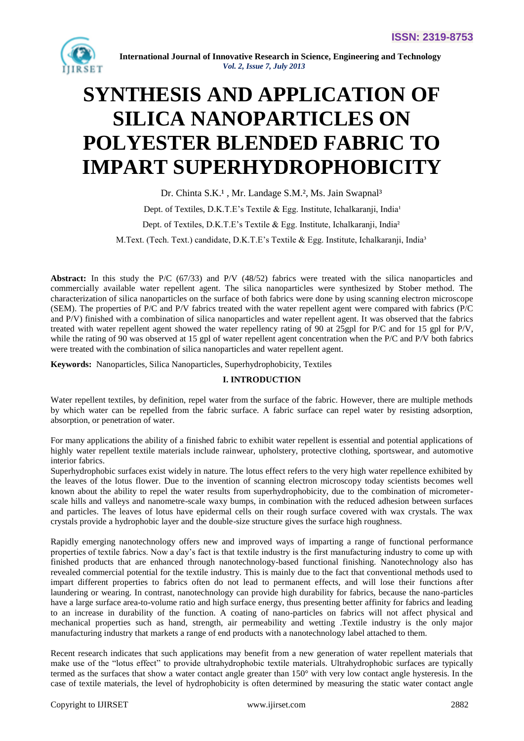# SYNTHESIS AND APPLICATION OF SILICA NANOPARTICLES ON POLYESTER BLENDED FABRIC TO IMPART SUPERHYDROPHOBICITY

Dr. Chinta S.K.[1] , Mr. Landage S.M.[2], Ms. Jain Swapnal[3]

Dept. of Textiles, D.K.T.E's Textile & Egg. Institute, Ichalkaranji, India[1]

Dept. of Textiles, D.K.T.E's Textile & Egg. Institute, Ichalkaranji, India[2]

M.Text. (Tech. Text.) candidate, D.K.T.E's Textile & Egg. Institute, Ichalkaranji, India[3]

**Abstract:** In this study the P/C (67/33) and P/V (48/52) fabrics were treated with the silica nanoparticles and commercially available water repellent agent. The silica nanoparticles were synthesized by Stober method. The characterization of silica nanoparticles on the surface of both fabrics were done by using scanning electron microscope (SEM). The properties of P/C and P/V fabrics treated with the water repellent agent were compared with fabrics (P/C and P/V) finished with a combination of silica nanoparticles and water repellent agent. It was observed that the fabrics treated with water repellent agent showed the water repellency rating of 90 at 25gpl for P/C and for 15 gpl for P/V, while the rating of 90 was observed at 15 gpl of water repellent agent concentration when the P/C and P/V both fabrics were treated with the combination of silica nanoparticles and water repellent agent.

**Keywords:** Nanoparticles, Silica Nanoparticles, Superhydrophobicity, Textiles

## I. INTRODUCTION

Water repellent textiles, by definition, repel water from the surface of the fabric. However, there are multiple methods by which water can be repelled from the fabric surface. A fabric surface can repel water by resisting adsorption, absorption, or penetration of water.

For many applications the ability of a finished fabric to exhibit water repellent is essential and potential applications of highly water repellent textile materials include rainwear, upholstery, protective clothing, sportswear, and automotive interior fabrics.

Superhydrophobic surfaces exist widely in nature. The lotus effect refers to the very high water repellence exhibited by the leaves of the lotus flower. Due to the invention of scanning electron microscopy today scientists becomes well known about the ability to repel the water results from superhydrophobicity, due to the combination of micrometer-scale hills and valleys and nanometre-scale waxy bumps, in combination with the reduced adhesion between surfaces and particles. The leaves of lotus have epidermal cells on their rough surface covered with wax crystals. The wax crystals provide a hydrophobic layer and the double-size structure gives the surface high roughness.

Rapidly emerging nanotechnology offers new and improved ways of imparting a range of functional performance properties of textile fabrics. Now a day's fact is that textile industry is the first manufacturing industry to come up with finished products that are enhanced through nanotechnology-based functional finishing. Nanotechnology also has revealed commercial potential for the textile industry. This is mainly due to the fact that conventional methods used to impart different properties to fabrics often do not lead to permanent effects, and will lose their functions after laundering or wearing. In contrast, nanotechnology can provide high durability for fabrics, because the nano-particles have a large surface area-to-volume ratio and high surface energy, thus presenting better affinity for fabrics and leading to an increase in durability of the function. A coating of nano-particles on fabrics will not affect physical and mechanical properties such as hand, strength, air permeability and wetting .Textile industry is the only major manufacturing industry that markets a range of end products with a nanotechnology label attached to them.

Recent research indicates that such applications may benefit from a new generation of water repellent materials that make use of the "lotus effect" to provide ultrahydrophobic textile materials. Ultrahydrophobic surfaces are typically termed as the surfaces that show a water contact angle greater than 150° with very low contact angle hysteresis. In the case of textile materials, the level of hydrophobicity is often determined by measuring the static water contact angle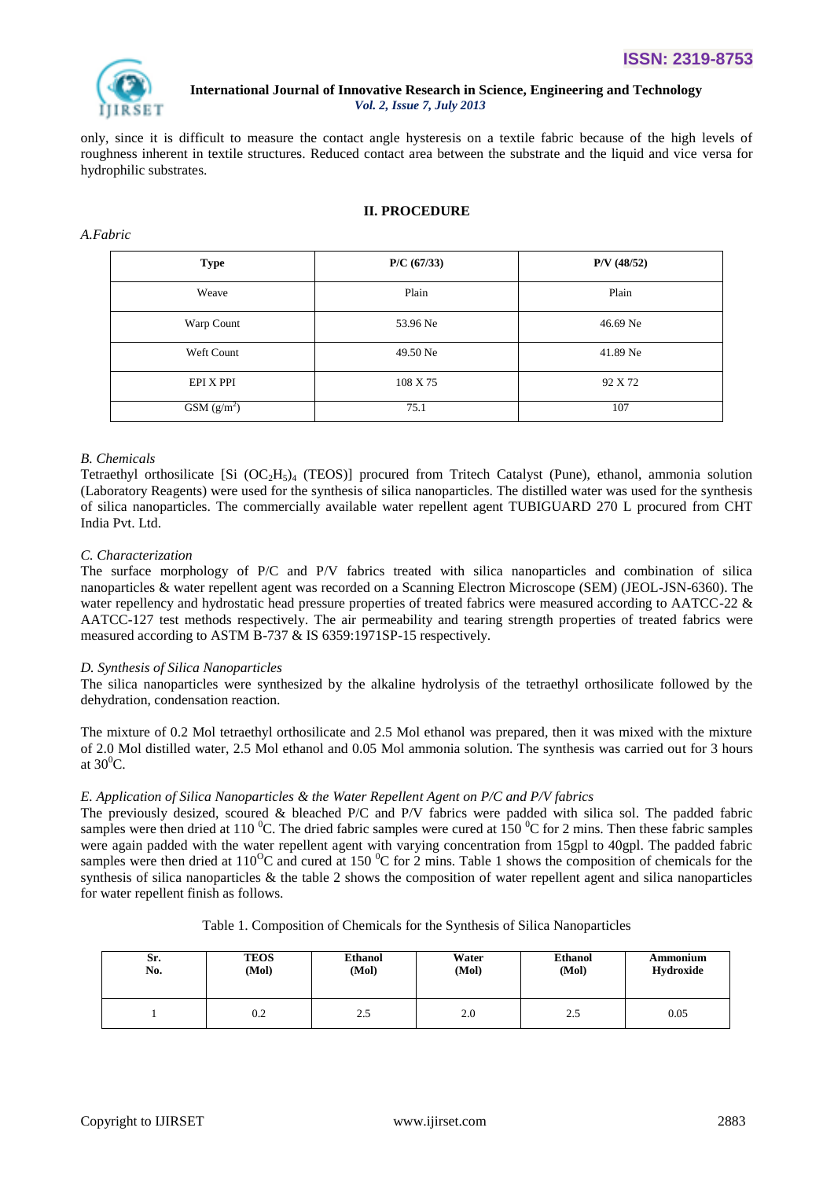only, since it is difficult to measure the contact angle hysteresis on a textile fabric because of the high levels of roughness inherent in textile structures. Reduced contact area between the substrate and the liquid and vice versa for hydrophilic substrates.

## II. PROCEDURE

### *A.Fabric*

| **Type** | **P/C (67/33)** | **P/V (48/52)** |
|---|---|---|
| Weave | Plain | Plain |
| Warp Count | 53.96 Ne | 46.69 Ne |
| Weft Count | 49.50 Ne | 41.89 Ne |
| EPI X PPI | 108 X 75 | 92 X 72 |
| GSM ($g/m^2$) | 75.1 | 107 |

### *B. Chemicals*

Tetraethyl orthosilicate [Si $(OC_2H_5)_4$ (TEOS)] procured from Tritech Catalyst (Pune), ethanol, ammonia solution (Laboratory Reagents) were used for the synthesis of silica nanoparticles. The distilled water was used for the synthesis of silica nanoparticles. The commercially available water repellent agent TUBIGUARD 270 L procured from CHT India Pvt. Ltd.

### *C. Characterization*

The surface morphology of P/C and P/V fabrics treated with silica nanoparticles and combination of silica nanoparticles & water repellent agent was recorded on a Scanning Electron Microscope (SEM) (JEOL-JSN-6360). The water repellency and hydrostatic head pressure properties of treated fabrics were measured according to AATCC-22 & AATCC-127 test methods respectively. The air permeability and tearing strength properties of treated fabrics were measured according to ASTM B-737 & IS 6359:1971SP-15 respectively.

### *D. Synthesis of Silica Nanoparticles*

The silica nanoparticles were synthesized by the alkaline hydrolysis of the tetraethyl orthosilicate followed by the dehydration, condensation reaction.

The mixture of 0.2 Mol tetraethyl orthosilicate and 2.5 Mol ethanol was prepared, then it was mixed with the mixture of 2.0 Mol distilled water, 2.5 Mol ethanol and 0.05 Mol ammonia solution. The synthesis was carried out for 3 hours at $30^0$C.

### *E. Application of Silica Nanoparticles & the Water Repellent Agent on P/C and P/V fabrics*

The previously desized, scoured & bleached P/C and P/V fabrics were padded with silica sol. The padded fabric samples were then dried at 110 $^0$C. The dried fabric samples were cured at 150 $^0$C for 2 mins. Then these fabric samples were again padded with the water repellent agent with varying concentration from 15gpl to 40gpl. The padded fabric samples were then dried at $110^O$C and cured at 150 $^0$C for 2 mins. Table 1 shows the composition of chemicals for the synthesis of silica nanoparticles & the table 2 shows the composition of water repellent agent and silica nanoparticles for water repellent finish as follows.

Table 1. Composition of Chemicals for the Synthesis of Silica Nanoparticles

| **Sr. No.** | **TEOS (Mol)** | **Ethanol (Mol)** | **Water (Mol)** | **Ethanol (Mol)** | **Ammonium Hydroxide** |
|---|---|---|---|---|---|
| 1 | 0.2 | 2.5 | 2.0 | 2.5 | 0.05 |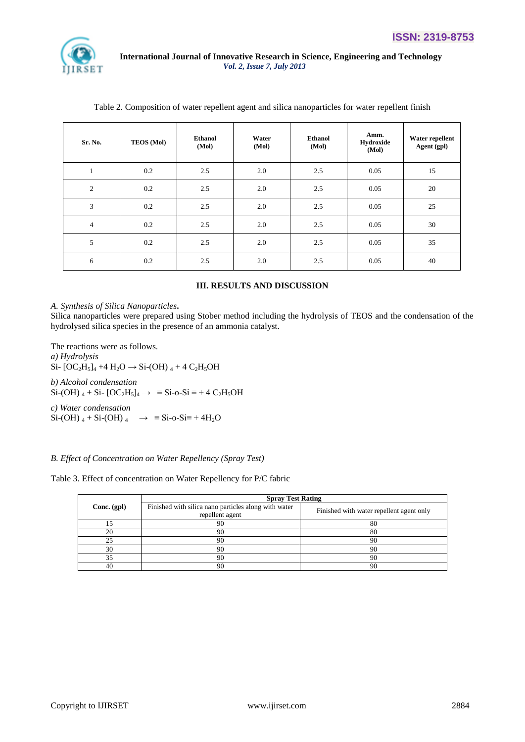Table 2. Composition of water repellent agent and silica nanoparticles for water repellent finish

| Sr. No. | TEOS (Mol) | Ethanol (Mol) | Water (Mol) | Ethanol (Mol) | Amm. Hydroxide (Mol) | Water repellent Agent (gpl) |
|---|---|---|---|---|---|---|
| 1 | 0.2 | 2.5 | 2.0 | 2.5 | 0.05 | 15 |
| 2 | 0.2 | 2.5 | 2.0 | 2.5 | 0.05 | 20 |
| 3 | 0.2 | 2.5 | 2.0 | 2.5 | 0.05 | 25 |
| 4 | 0.2 | 2.5 | 2.0 | 2.5 | 0.05 | 30 |
| 5 | 0.2 | 2.5 | 2.0 | 2.5 | 0.05 | 35 |
| 6 | 0.2 | 2.5 | 2.0 | 2.5 | 0.05 | 40 |

## III. RESULTS AND DISCUSSION

*A. Synthesis of Silica Nanoparticles***.**

Silica nanoparticles were prepared using Stober method including the hydrolysis of TEOS and the condensation of the hydrolysed silica species in the presence of an ammonia catalyst.

The reactions were as follows.

*a) Hydrolysis*

$Si\text{-} [OC_2H_5]_4 + 4\ H_2O \rightarrow Si\text{-}(OH)_4 + 4\ C_2H_5OH$

*b) Alcohol condensation*

$Si\text{-}(OH)_4 + Si\text{-} [OC_2H_5]_4 \rightarrow\ \equiv Si\text{-}o\text{-}Si \equiv + 4\ C_2H_5OH$

*c) Water condensation*

$Si\text{-}(OH)_4 + Si\text{-}(OH)_4 \rightarrow\ \equiv Si\text{-}o\text{-}Si \equiv + 4H_2O$

*B. Effect of Concentration on Water Repellency (Spray Test)*

Table 3. Effect of concentration on Water Repellency for P/C fabric

| Conc. (gpl) | Spray Test Rating | |
|---|---|---|
| | Finished with silica nano particles along with water repellent agent | Finished with water repellent agent only |
| 15 | 90 | 80 |
| 20 | 90 | 80 |
| 25 | 90 | 90 |
| 30 | 90 | 90 |
| 35 | 90 | 90 |
| 40 | 90 | 90 |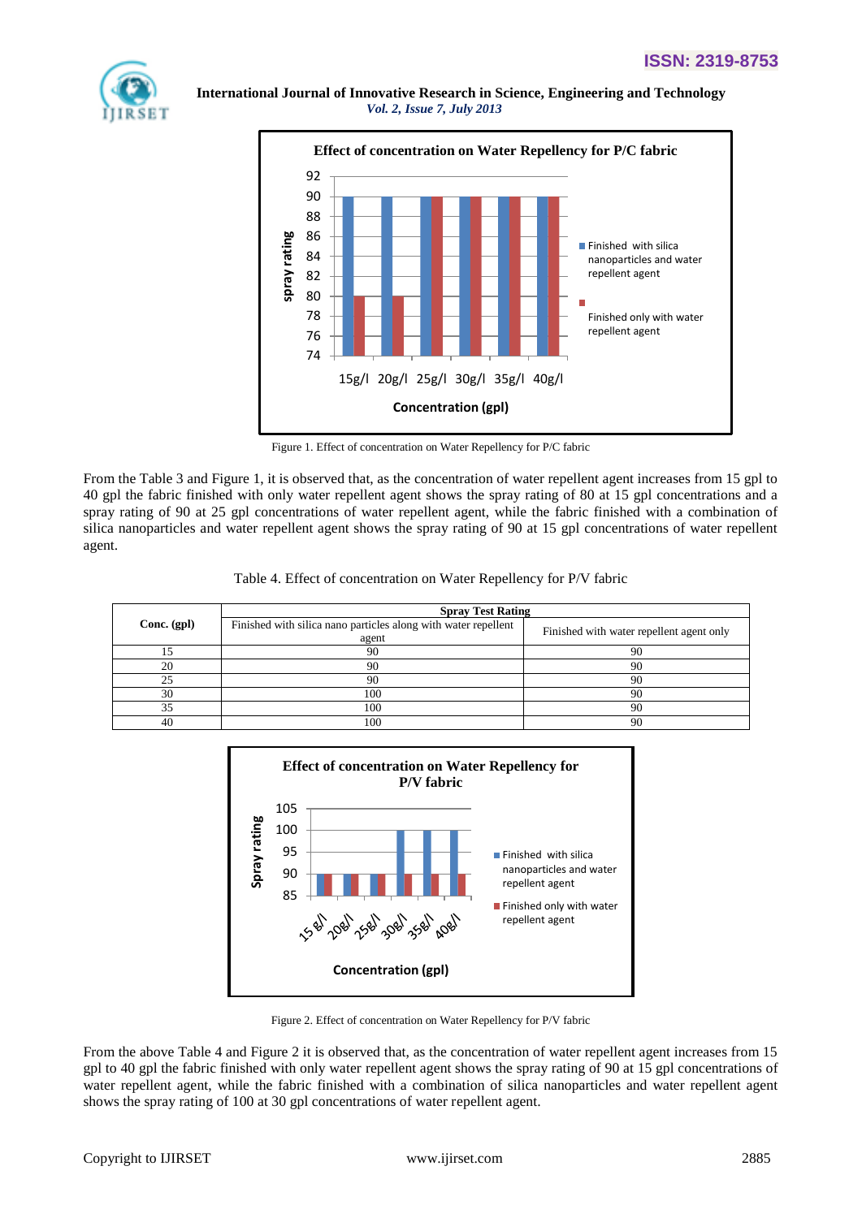Figure 1. Effect of concentration on Water Repellency for P/C fabric

From the Table 3 and Figure 1, it is observed that, as the concentration of water repellent agent increases from 15 gpl to 40 gpl the fabric finished with only water repellent agent shows the spray rating of 80 at 15 gpl concentrations and a spray rating of 90 at 25 gpl concentrations of water repellent agent, while the fabric finished with a combination of silica nanoparticles and water repellent agent shows the spray rating of 90 at 15 gpl concentrations of water repellent agent.

Table 4. Effect of concentration on Water Repellency for P/V fabric

| Conc. (gpl) | Spray Test Rating | |
|---|---|---|
| | Finished with silica nano particles along with water repellent agent | Finished with water repellent agent only |
| 15 | 90 | 90 |
| 20 | 90 | 90 |
| 25 | 90 | 90 |
| 30 | 100 | 90 |
| 35 | 100 | 90 |
| 40 | 100 | 90 |

Figure 2. Effect of concentration on Water Repellency for P/V fabric

From the above Table 4 and Figure 2 it is observed that, as the concentration of water repellent agent increases from 15 gpl to 40 gpl the fabric finished with only water repellent agent shows the spray rating of 90 at 15 gpl concentrations of water repellent agent, while the fabric finished with a combination of silica nanoparticles and water repellent agent shows the spray rating of 100 at 30 gpl concentrations of water repellent agent.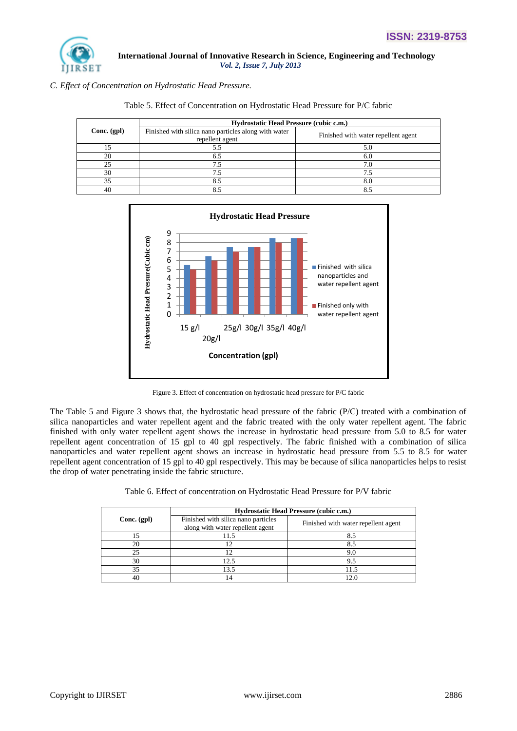*C. Effect of Concentration on Hydrostatic Head Pressure.*

Table 5. Effect of Concentration on Hydrostatic Head Pressure for P/C fabric

| Conc. (gpl) | Hydrostatic Head Pressure (cubic c.m.) | |
|---|---|---|
| | Finished with silica nano particles along with water repellent agent | Finished with water repellent agent |
| 15 | 5.5 | 5.0 |
| 20 | 6.5 | 6.0 |
| 25 | 7.5 | 7.0 |
| 30 | 7.5 | 7.5 |
| 35 | 8.5 | 8.0 |
| 40 | 8.5 | 8.5 |

Figure 3. Effect of concentration on hydrostatic head pressure for P/C fabric

The Table 5 and Figure 3 shows that, the hydrostatic head pressure of the fabric (P/C) treated with a combination of silica nanoparticles and water repellent agent and the fabric treated with the only water repellent agent. The fabric finished with only water repellent agent shows the increase in hydrostatic head pressure from 5.0 to 8.5 for water repellent agent concentration of 15 gpl to 40 gpl respectively. The fabric finished with a combination of silica nanoparticles and water repellent agent shows an increase in hydrostatic head pressure from 5.5 to 8.5 for water repellent agent concentration of 15 gpl to 40 gpl respectively. This may be because of silica nanoparticles helps to resist the drop of water penetrating inside the fabric structure.

Table 6. Effect of concentration on Hydrostatic Head Pressure for P/V fabric

| Conc. (gpl) | Hydrostatic Head Pressure (cubic c.m.) | |
|---|---|---|
| | Finished with silica nano particles along with water repellent agent | Finished with water repellent agent |
| 15 | 11.5 | 8.5 |
| 20 | 12 | 8.5 |
| 25 | 12 | 9.0 |
| 30 | 12.5 | 9.5 |
| 35 | 13.5 | 11.5 |
| 40 | 14 | 12.0 |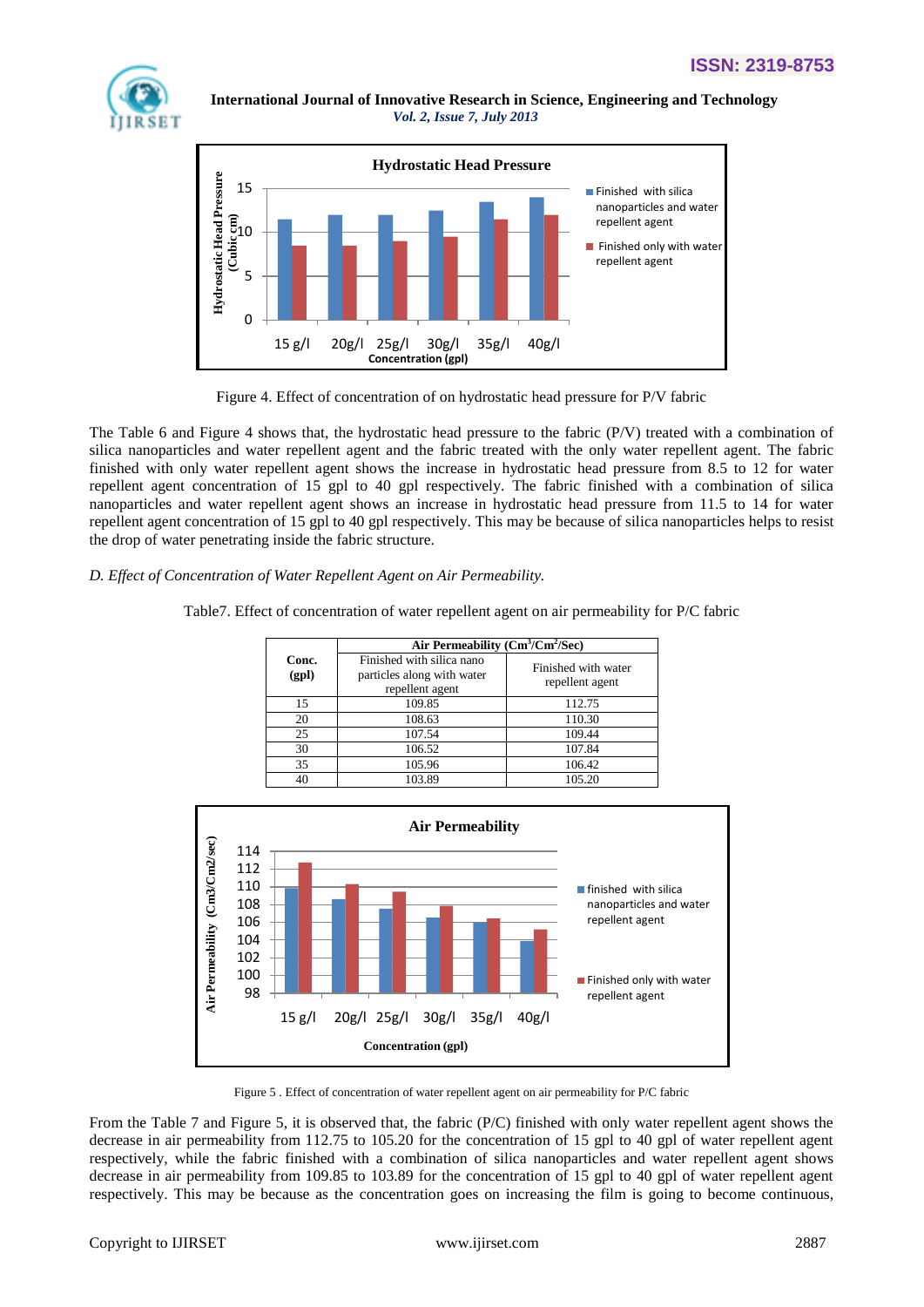Figure 4. Effect of concentration of on hydrostatic head pressure for P/V fabric

The Table 6 and Figure 4 shows that, the hydrostatic head pressure to the fabric (P/V) treated with a combination of silica nanoparticles and water repellent agent and the fabric treated with the only water repellent agent. The fabric finished with only water repellent agent shows the increase in hydrostatic head pressure from 8.5 to 12 for water repellent agent concentration of 15 gpl to 40 gpl respectively. The fabric finished with a combination of silica nanoparticles and water repellent agent shows an increase in hydrostatic head pressure from 11.5 to 14 for water repellent agent concentration of 15 gpl to 40 gpl respectively. This may be because of silica nanoparticles helps to resist the drop of water penetrating inside the fabric structure.

*D. Effect of Concentration of Water Repellent Agent on Air Permeability.*

Table7. Effect of concentration of water repellent agent on air permeability for P/C fabric

| Conc. (gpl) | Air Permeability ($Cm^3/Cm^2/Sec$) | |
|---|---|---|
| | Finished with silica nano particles along with water repellent agent | Finished with water repellent agent |
| 15 | 109.85 | 112.75 |
| 20 | 108.63 | 110.30 |
| 25 | 107.54 | 109.44 |
| 30 | 106.52 | 107.84 |
| 35 | 105.96 | 106.42 |
| 40 | 103.89 | 105.20 |

Figure 5 . Effect of concentration of water repellent agent on air permeability for P/C fabric

From the Table 7 and Figure 5, it is observed that, the fabric (P/C) finished with only water repellent agent shows the decrease in air permeability from 112.75 to 105.20 for the concentration of 15 gpl to 40 gpl of water repellent agent respectively, while the fabric finished with a combination of silica nanoparticles and water repellent agent shows decrease in air permeability from 109.85 to 103.89 for the concentration of 15 gpl to 40 gpl of water repellent agent respectively. This may be because as the concentration goes on increasing the film is going to become continuous,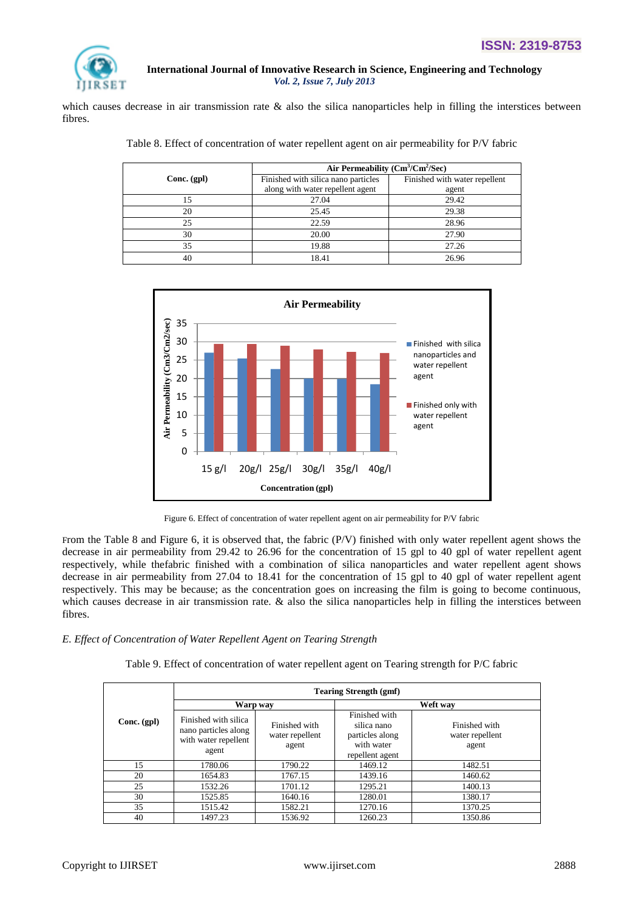which causes decrease in air transmission rate & also the silica nanoparticles help in filling the interstices between fibres.

Table 8. Effect of concentration of water repellent agent on air permeability for P/V fabric

| Conc. (gpl) | Air Permeability ($Cm^3/Cm^2/Sec$) | |
|---|---|---|
| | Finished with silica nano particles along with water repellent agent | Finished with water repellent agent |
| 15 | 27.04 | 29.42 |
| 20 | 25.45 | 29.38 |
| 25 | 22.59 | 28.96 |
| 30 | 20.00 | 27.90 |
| 35 | 19.88 | 27.26 |
| 40 | 18.41 | 26.96 |

Figure 6. Effect of concentration of water repellent agent on air permeability for P/V fabric

From the Table 8 and Figure 6, it is observed that, the fabric (P/V) finished with only water repellent agent shows the decrease in air permeability from 29.42 to 26.96 for the concentration of 15 gpl to 40 gpl of water repellent agent respectively, while thefabric finished with a combination of silica nanoparticles and water repellent agent shows decrease in air permeability from 27.04 to 18.41 for the concentration of 15 gpl to 40 gpl of water repellent agent respectively. This may be because; as the concentration goes on increasing the film is going to become continuous, which causes decrease in air transmission rate. & also the silica nanoparticles help in filling the interstices between fibres.

*E. Effect of Concentration of Water Repellent Agent on Tearing Strength*

Table 9. Effect of concentration of water repellent agent on Tearing strength for P/C fabric

| Conc. (gpl) | Tearing Strength (gmf) | | | |
|---|---|---|---|---|
| | Warp way | | Weft way | |
| | Finished with silica nano particles along with water repellent agent | Finished with water repellent agent | Finished with silica nano particles along with water repellent agent | Finished with water repellent agent |
| 15 | 1780.06 | 1790.22 | 1469.12 | 1482.51 |
| 20 | 1654.83 | 1767.15 | 1439.16 | 1460.62 |
| 25 | 1532.26 | 1701.12 | 1295.21 | 1400.13 |
| 30 | 1525.85 | 1640.16 | 1280.01 | 1380.17 |
| 35 | 1515.42 | 1582.21 | 1270.16 | 1370.25 |
| 40 | 1497.23 | 1536.92 | 1260.23 | 1350.86 |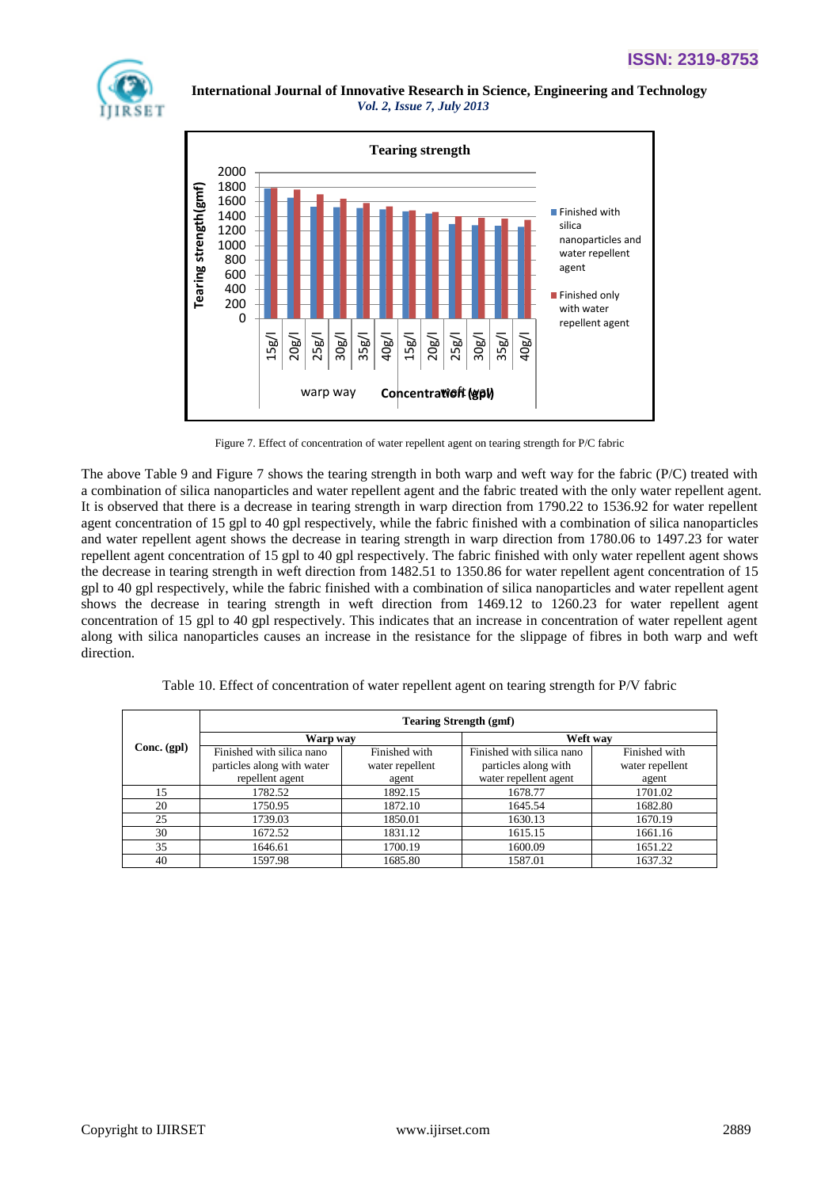Figure 7. Effect of concentration of water repellent agent on tearing strength for P/C fabric

The above Table 9 and Figure 7 shows the tearing strength in both warp and weft way for the fabric (P/C) treated with a combination of silica nanoparticles and water repellent agent and the fabric treated with the only water repellent agent. It is observed that there is a decrease in tearing strength in warp direction from 1790.22 to 1536.92 for water repellent agent concentration of 15 gpl to 40 gpl respectively, while the fabric finished with a combination of silica nanoparticles and water repellent agent shows the decrease in tearing strength in warp direction from 1780.06 to 1497.23 for water repellent agent concentration of 15 gpl to 40 gpl respectively. The fabric finished with only water repellent agent shows the decrease in tearing strength in weft direction from 1482.51 to 1350.86 for water repellent agent concentration of 15 gpl to 40 gpl respectively, while the fabric finished with a combination of silica nanoparticles and water repellent agent shows the decrease in tearing strength in weft direction from 1469.12 to 1260.23 for water repellent agent concentration of 15 gpl to 40 gpl respectively. This indicates that an increase in concentration of water repellent agent along with silica nanoparticles causes an increase in the resistance for the slippage of fibres in both warp and weft direction.

Table 10. Effect of concentration of water repellent agent on tearing strength for P/V fabric

| **Conc. (gpl)** | **Tearing Strength (gmf)** | | | |
|---|---|---|---|---|
| | **Warp way** | | **Weft way** | |
| | Finished with silica nano particles along with water repellent agent | Finished with water repellent agent | Finished with silica nano particles along with water repellent agent | Finished with water repellent agent |
| 15 | 1782.52 | 1892.15 | 1678.77 | 1701.02 |
| 20 | 1750.95 | 1872.10 | 1645.54 | 1682.80 |
| 25 | 1739.03 | 1850.01 | 1630.13 | 1670.19 |
| 30 | 1672.52 | 1831.12 | 1615.15 | 1661.16 |
| 35 | 1646.61 | 1700.19 | 1600.09 | 1651.22 |
| 40 | 1597.98 | 1685.80 | 1587.01 | 1637.32 |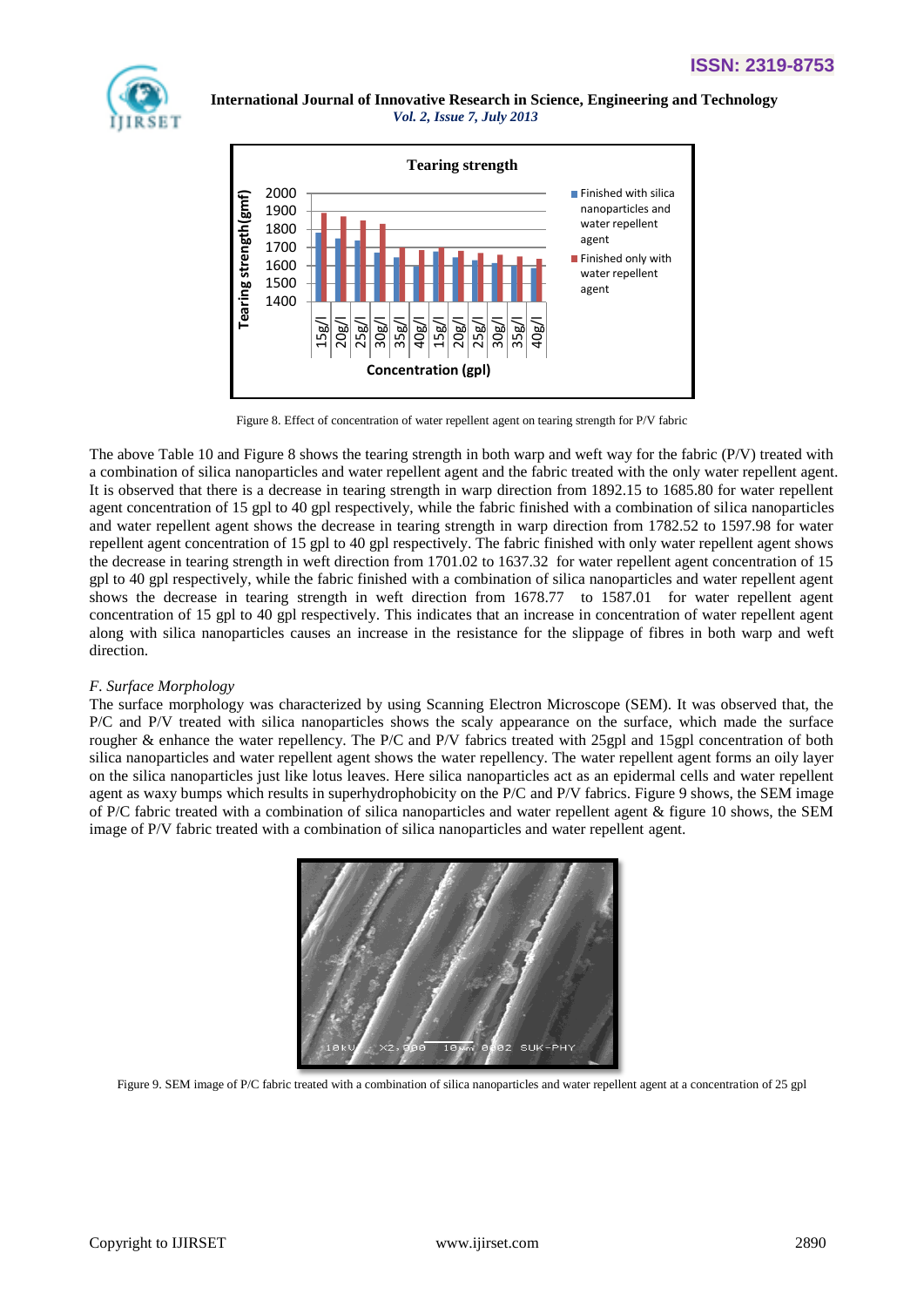Figure 8. Effect of concentration of water repellent agent on tearing strength for P/V fabric

The above Table 10 and Figure 8 shows the tearing strength in both warp and weft way for the fabric (P/V) treated with a combination of silica nanoparticles and water repellent agent and the fabric treated with the only water repellent agent. It is observed that there is a decrease in tearing strength in warp direction from 1892.15 to 1685.80 for water repellent agent concentration of 15 gpl to 40 gpl respectively, while the fabric finished with a combination of silica nanoparticles and water repellent agent shows the decrease in tearing strength in warp direction from 1782.52 to 1597.98 for water repellent agent concentration of 15 gpl to 40 gpl respectively. The fabric finished with only water repellent agent shows the decrease in tearing strength in weft direction from 1701.02 to 1637.32 for water repellent agent concentration of 15 gpl to 40 gpl respectively, while the fabric finished with a combination of silica nanoparticles and water repellent agent shows the decrease in tearing strength in weft direction from 1678.77 to 1587.01 for water repellent agent concentration of 15 gpl to 40 gpl respectively. This indicates that an increase in concentration of water repellent agent along with silica nanoparticles causes an increase in the resistance for the slippage of fibres in both warp and weft direction.

### *F. Surface Morphology*

The surface morphology was characterized by using Scanning Electron Microscope (SEM). It was observed that, the P/C and P/V treated with silica nanoparticles shows the scaly appearance on the surface, which made the surface rougher & enhance the water repellency. The P/C and P/V fabrics treated with 25gpl and 15gpl concentration of both silica nanoparticles and water repellent agent shows the water repellency. The water repellent agent forms an oily layer on the silica nanoparticles just like lotus leaves. Here silica nanoparticles act as an epidermal cells and water repellent agent as waxy bumps which results in superhydrophobicity on the P/C and P/V fabrics. Figure 9 shows, the SEM image of P/C fabric treated with a combination of silica nanoparticles and water repellent agent & figure 10 shows, the SEM image of P/V fabric treated with a combination of silica nanoparticles and water repellent agent.

Figure 9. SEM image of P/C fabric treated with a combination of silica nanoparticles and water repellent agent at a concentration of 25 gpl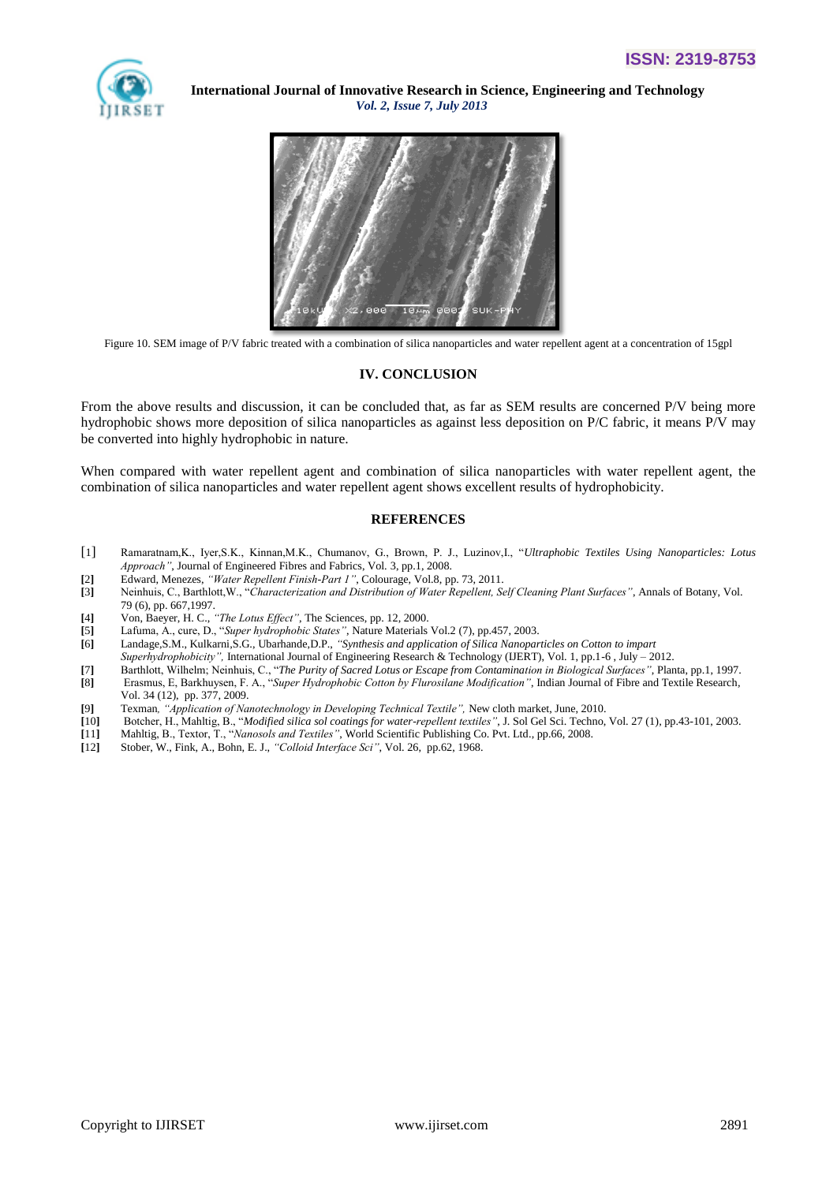Figure 10. SEM image of P/V fabric treated with a combination of silica nanoparticles and water repellent agent at a concentration of 15gpl

## IV. CONCLUSION

From the above results and discussion, it can be concluded that, as far as SEM results are concerned P/V being more hydrophobic shows more deposition of silica nanoparticles as against less deposition on P/C fabric, it means P/V may be converted into highly hydrophobic in nature.

When compared with water repellent agent and combination of silica nanoparticles with water repellent agent, the combination of silica nanoparticles and water repellent agent shows excellent results of hydrophobicity.

## REFERENCES

[1] Ramaratnam,K., Iyer,S.K., Kinnan,M.K., Chumanov, G., Brown, P. J., Luzinov,I., "*Ultraphobic Textiles Using Nanoparticles: Lotus Approach"*, Journal of Engineered Fibres and Fabrics, Vol. 3, pp.1, 2008.

[2] Edward, Menezes, *"Water Repellent Finish-Part 1"*, Colourage, Vol.8, pp. 73, 2011.

[3] Neinhuis, C., Barthlott,W., "*Characterization and Distribution of Water Repellent, Self Cleaning Plant Surfaces"*, Annals of Botany, Vol. 79 (6), pp. 667,1997.

[4] Von, Baeyer, H. C., *"The Lotus Effect"*, The Sciences, pp. 12, 2000.

[5] Lafuma, A., cure, D., "*Super hydrophobic States"*, Nature Materials Vol.2 (7), pp.457, 2003.

[6] Landage,S.M., Kulkarni,S.G., Ubarhande,D.P., *"Synthesis and application of Silica Nanoparticles on Cotton to impart Superhydrophobicity",* International Journal of Engineering Research & Technology (IJERT), Vol. 1, pp.1-6 , July – 2012.

[7] Barthlott, Wilhelm; Neinhuis, C., "*The Purity of Sacred Lotus or Escape from Contamination in Biological Surfaces"*, Planta, pp.1, 1997.

[8] Erasmus, E, Barkhuysen, F. A., "*Super Hydrophobic Cotton by Flurosilane Modification"*, Indian Journal of Fibre and Textile Research, Vol. 34 (12), pp. 377, 2009.

[9] Texman*, "Application of Nanotechnology in Developing Technical Textile",* New cloth market, June, 2010.

[10] Botcher, H., Mahltig, B., "*Modified silica sol coatings for water-repellent textiles"*, J. Sol Gel Sci. Techno, Vol. 27 (1), pp.43-101, 2003.

[11] Mahltig, B., Textor, T., "*Nanosols and Textiles"*, World Scientific Publishing Co. Pvt. Ltd., pp.66, 2008.

[12] Stober, W., Fink, A., Bohn, E. J., *"Colloid Interface Sci"*, Vol. 26, pp.62, 1968.